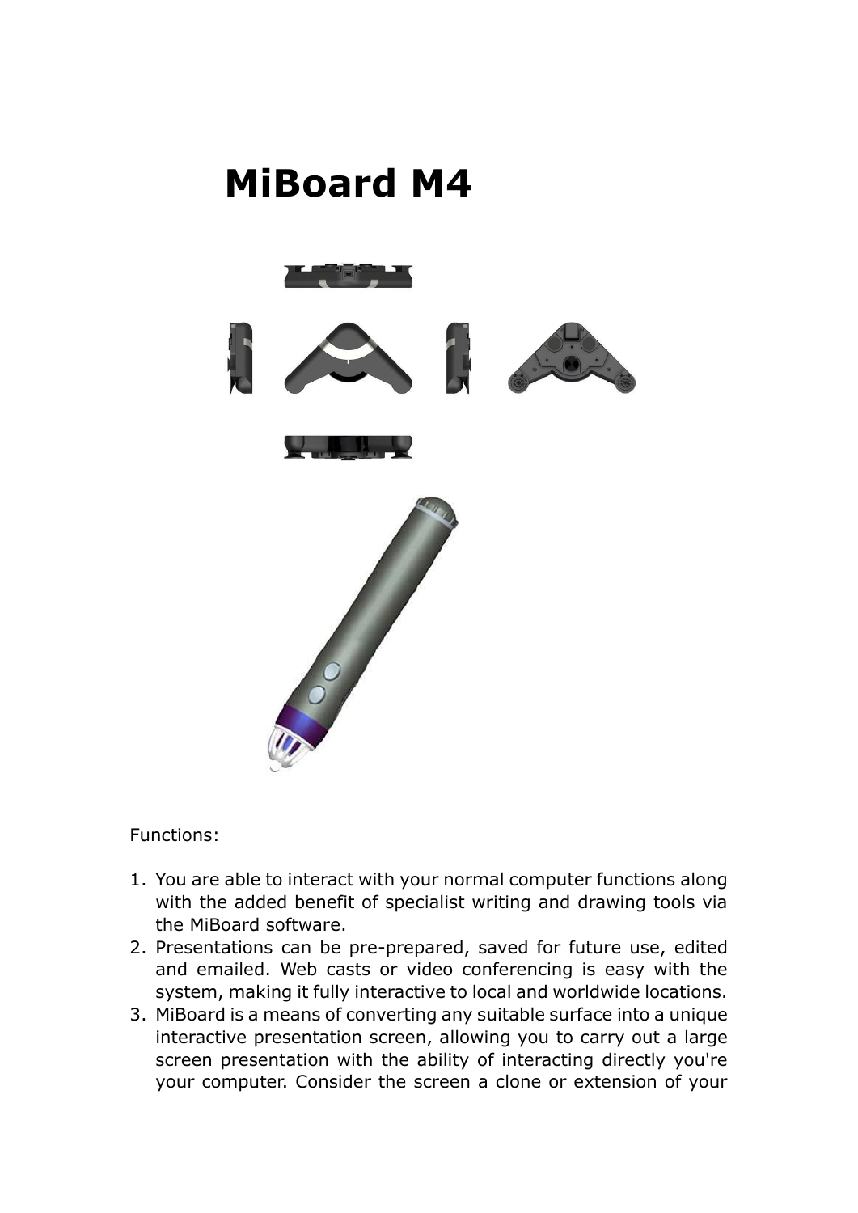# MiBoard M4

Functions:

1. You are able to interact with your normal computer functions along with the added benefit of specialist writing and drawing tools via the MiBoard software.
2. Presentations can be pre-prepared, saved for future use, edited and emailed. Web casts or video conferencing is easy with the system, making it fully interactive to local and worldwide locations.
3. MiBoard is a means of converting any suitable surface into a unique interactive presentation screen, allowing you to carry out a large screen presentation with the ability of interacting directly you're your computer. Consider the screen a clone or extension of your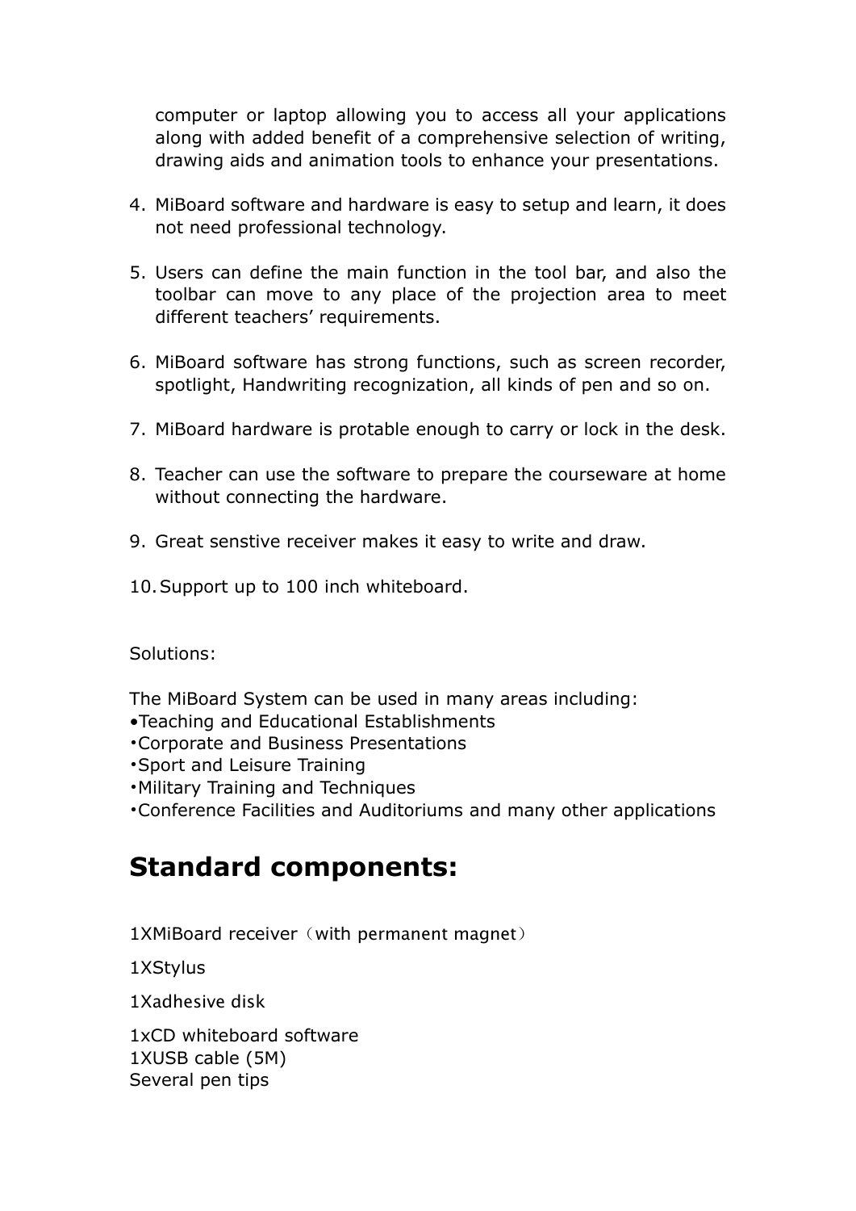computer or laptop allowing you to access all your applications along with added benefit of a comprehensive selection of writing, drawing aids and animation tools to enhance your presentations.

4. MiBoard software and hardware is easy to setup and learn, it does not need professional technology.
5. Users can define the main function in the tool bar, and also the toolbar can move to any place of the projection area to meet different teachers' requirements.
6. MiBoard software has strong functions, such as screen recorder, spotlight, Handwriting recognization, all kinds of pen and so on.
7. MiBoard hardware is protable enough to carry or lock in the desk.
8. Teacher can use the software to prepare the courseware at home without connecting the hardware.
9. Great senstive receiver makes it easy to write and draw.
10. Support up to 100 inch whiteboard.

Solutions:

The MiBoard System can be used in many areas including:
•Teaching and Educational Establishments
•Corporate and Business Presentations
•Sport and Leisure Training
•Military Training and Techniques
•Conference Facilities and Auditoriums and many other applications

## Standard components:

1XMiBoard receiver（with permanent magnet）

1XStylus

1Xadhesive disk

1xCD whiteboard software
1XUSB cable (5M)
Several pen tips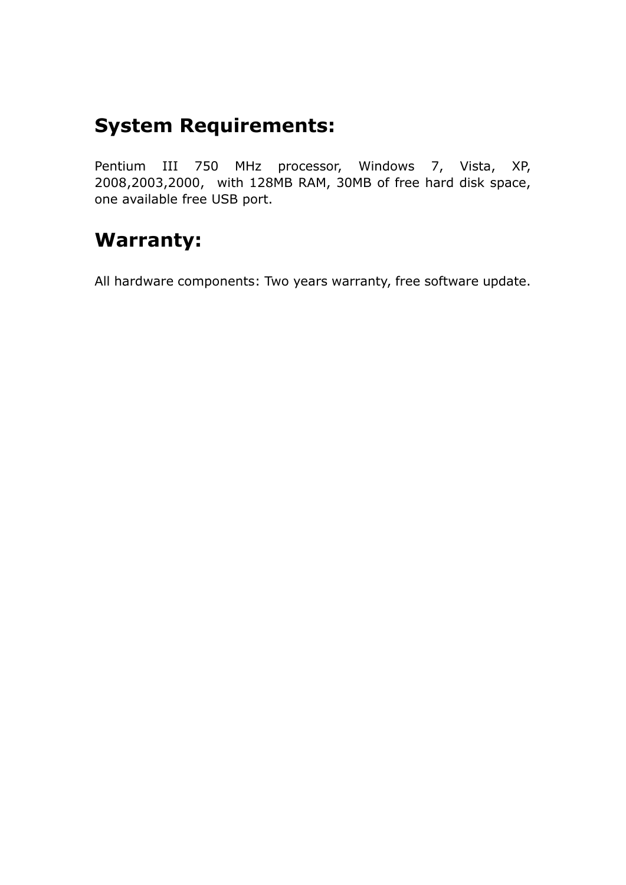## System Requirements:

Pentium III 750 MHz processor, Windows 7, Vista, XP, 2008,2003,2000, with 128MB RAM, 30MB of free hard disk space, one available free USB port.

## Warranty:

All hardware components: Two years warranty, free software update.